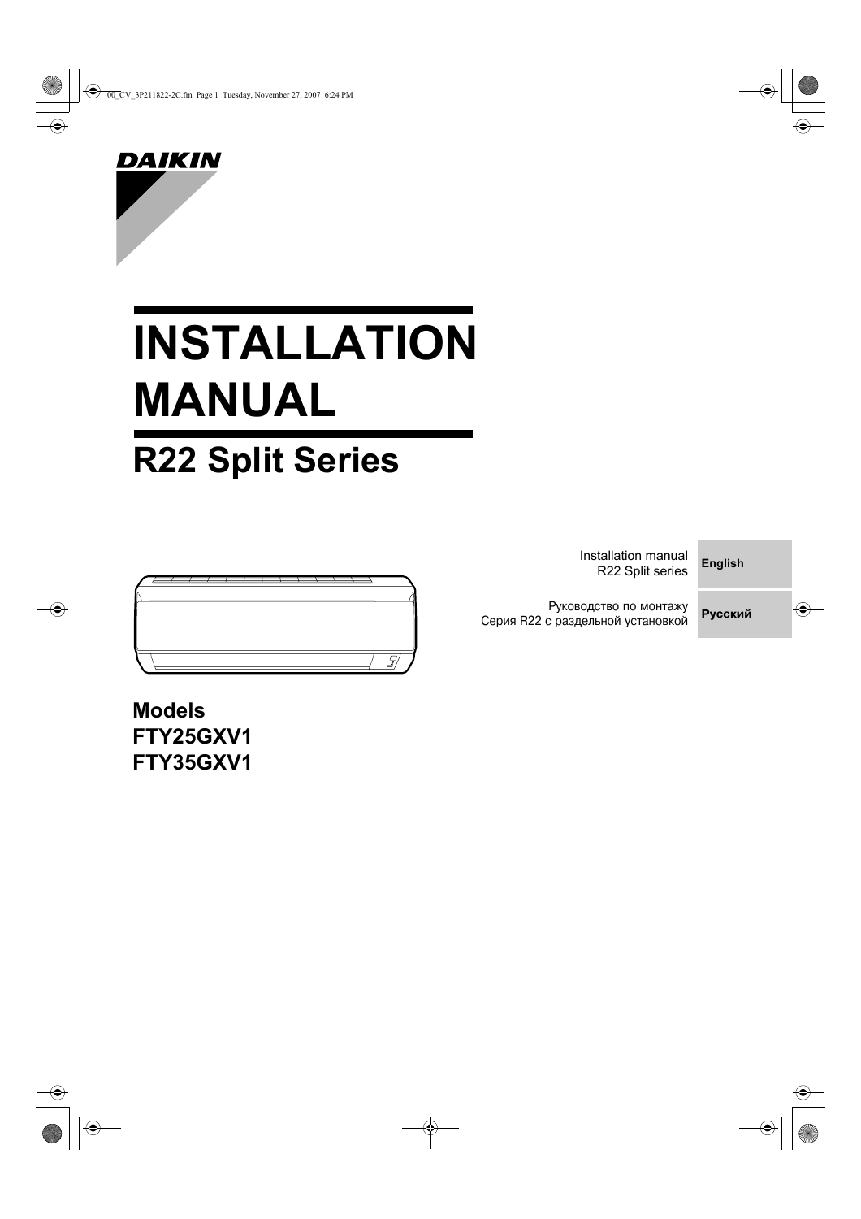DAIKIN

# INSTALLATION MANUAL

## R22 Split Series

| | |
|---|---|
| Installation manual<br>R22 Split series | **English** |
| Руководство по монтажу<br>Серия R22 с раздельной установкой | **Русский** |

**Models**
**FTY25GXV1**
**FTY35GXV1**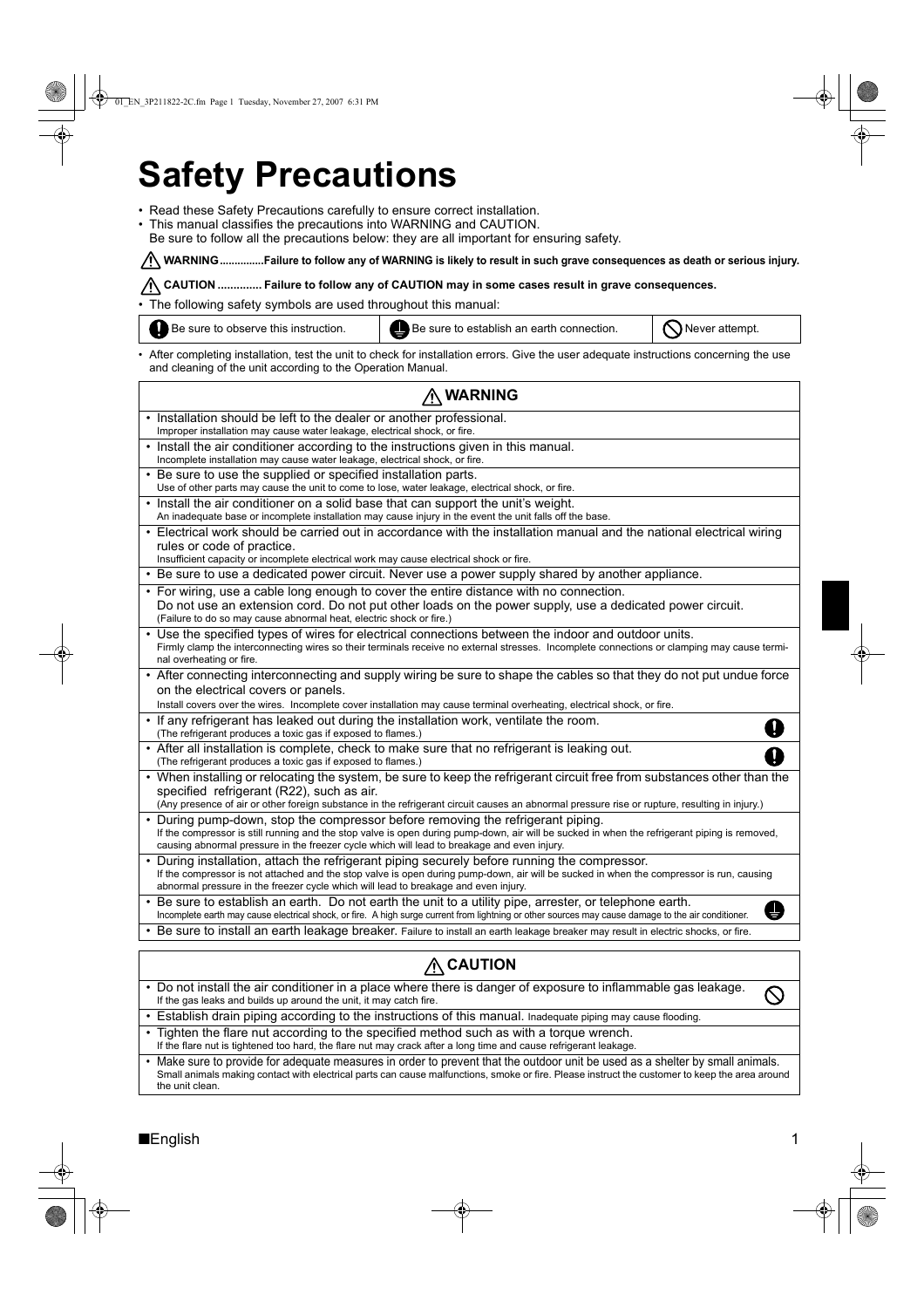# Safety Precautions

- Read these Safety Precautions carefully to ensure correct installation.
- This manual classifies the precautions into WARNING and CAUTION.
  Be sure to follow all the precautions below: they are all important for ensuring safety.

⚠ **WARNING...............Failure to follow any of WARNING is likely to result in such grave consequences as death or serious injury.**

⚠ **CAUTION .............. Failure to follow any of CAUTION may in some cases result in grave consequences.**

- The following safety symbols are used throughout this manual:

| Be sure to observe this instruction. | Be sure to establish an earth connection. | Never attempt. |
|---|---|---|

- After completing installation, test the unit to check for installation errors. Give the user adequate instructions concerning the use and cleaning of the unit according to the Operation Manual.

## ⚠ WARNING

- Installation should be left to the dealer or another professional.
  Improper installation may cause water leakage, electrical shock, or fire.
- Install the air conditioner according to the instructions given in this manual.
  Incomplete installation may cause water leakage, electrical shock, or fire.
- Be sure to use the supplied or specified installation parts.
  Use of other parts may cause the unit to come to lose, water leakage, electrical shock, or fire.
- Install the air conditioner on a solid base that can support the unit's weight.
  An inadequate base or incomplete installation may cause injury in the event the unit falls off the base.
- Electrical work should be carried out in accordance with the installation manual and the national electrical wiring rules or code of practice.
  Insufficient capacity or incomplete electrical work may cause electrical shock or fire.
- Be sure to use a dedicated power circuit. Never use a power supply shared by another appliance.
- For wiring, use a cable long enough to cover the entire distance with no connection.
  Do not use an extension cord. Do not put other loads on the power supply, use a dedicated power circuit.
  (Failure to do so may cause abnormal heat, electric shock or fire.)
- Use the specified types of wires for electrical connections between the indoor and outdoor units.
  Firmly clamp the interconnecting wires so their terminals receive no external stresses. Incomplete connections or clamping may cause terminal overheating or fire.
- After connecting interconnecting and supply wiring be sure to shape the cables so that they do not put undue force on the electrical covers or panels.
  Install covers over the wires. Incomplete cover installation may cause terminal overheating, electrical shock, or fire.
- If any refrigerant has leaked out during the installation work, ventilate the room.
  (The refrigerant produces a toxic gas if exposed to flames.)
- After all installation is complete, check to make sure that no refrigerant is leaking out.
  (The refrigerant produces a toxic gas if exposed to flames.)
- When installing or relocating the system, be sure to keep the refrigerant circuit free from substances other than the specified refrigerant (R22), such as air.
  (Any presence of air or other foreign substance in the refrigerant circuit causes an abnormal pressure rise or rupture, resulting in injury.)
- During pump-down, stop the compressor before removing the refrigerant piping.
  If the compressor is still running and the stop valve is open during pump-down, air will be sucked in when the refrigerant piping is removed, causing abnormal pressure in the freezer cycle which will lead to breakage and even injury.
- During installation, attach the refrigerant piping securely before running the compressor.
  If the compressor is not attached and the stop valve is open during pump-down, air will be sucked in when the compressor is run, causing abnormal pressure in the freezer cycle which will lead to breakage and even injury.
- Be sure to establish an earth. Do not earth the unit to a utility pipe, arrester, or telephone earth.
  Incomplete earth may cause electrical shock, or fire. A high surge current from lightning or other sources may cause damage to the air conditioner.
- Be sure to install an earth leakage breaker. Failure to install an earth leakage breaker may result in electric shocks, or fire.

## ⚠ CAUTION

- Do not install the air conditioner in a place where there is danger of exposure to inflammable gas leakage.
  If the gas leaks and builds up around the unit, it may catch fire.
- Establish drain piping according to the instructions of this manual. Inadequate piping may cause flooding.
- Tighten the flare nut according to the specified method such as with a torque wrench.
  If the flare nut is tightened too hard, the flare nut may crack after a long time and cause refrigerant leakage.
- Make sure to provide for adequate measures in order to prevent that the outdoor unit be used as a shelter by small animals.
  Small animals making contact with electrical parts can cause malfunctions, smoke or fire. Please instruct the customer to keep the area around the unit clean.

■English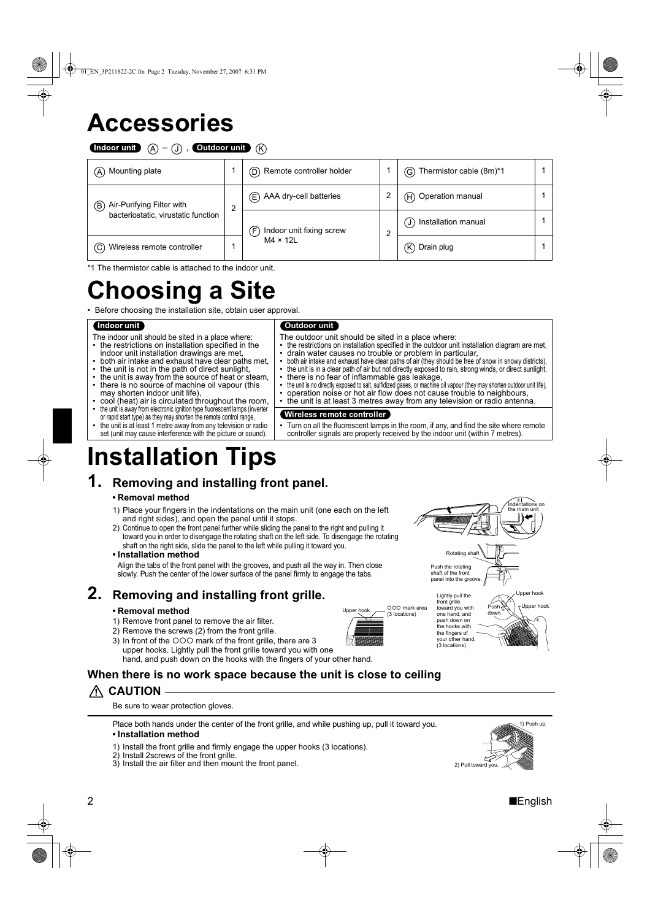# Accessories

**Indoor unit** Ⓐ – Ⓙ , **Outdoor unit** Ⓚ

| | | | | | |
|---|---|---|---|---|---|
| Ⓐ Mounting plate | 1 | Ⓓ Remote controller holder | 1 | Ⓖ Thermistor cable (8m)*1 | 1 |
| Ⓑ Air-Purifying Filter with bacteriostatic, virustatic function | 2 | Ⓔ AAA dry-cell batteries | 2 | Ⓗ Operation manual | 1 |
| | | Ⓕ Indoor unit fixing screw M4 × 12L | 2 | Ⓙ Installation manual | 1 |
| Ⓒ Wireless remote controller | 1 | | | Ⓚ Drain plug | 1 |

*1 The thermistor cable is attached to the indoor unit.

# Choosing a Site

- Before choosing the installation site, obtain user approval.

**Indoor unit**

The indoor unit should be sited in a place where:
- the restrictions on installation specified in the indoor unit installation drawings are met,
- both air intake and exhaust have clear paths met,
- the unit is not in the path of direct sunlight,
- the unit is away from the source of heat or steam,
- there is no source of machine oil vapour (this may shorten indoor unit life),
- cool (heat) air is circulated throughout the room,
- the unit is away from electronic ignition type fluorescent lamps (inverter or rapid start type) as they may shorten the remote control range,
- the unit is at least 1 metre away from any television or radio set (unit may cause interference with the picture or sound).

**Outdoor unit**

The outdoor unit should be sited in a place where:
- the restrictions on installation specified in the outdoor unit installation diagram are met,
- drain water causes no trouble or problem in particular,
- both air intake and exhaust have clear paths of air (they should be free of snow in snowy districts),
- the unit is in a clear path of air but not directly exposed to rain, strong winds, or direct sunlight,
- there is no fear of inflammable gas leakage,
- the unit is no directly exposed to salt, sulfidized gases, or machine oil vapour (they may shorten outdoor unit life),
- operation noise or hot air flow does not cause trouble to neighbours,
- the unit is at least 3 metres away from any television or radio antenna.

**Wireless remote controller**

- Turn on all the fluorescent lamps in the room, if any, and find the site where remote controller signals are properly received by the indoor unit (within 7 metres).

# Installation Tips

## 1. Removing and installing front panel.

**• Removal method**

1) Place your fingers in the indentations on the main unit (one each on the left and right sides), and open the panel until it stops.
2) Continue to open the front panel further while sliding the panel to the right and pulling it toward you in order to disengage the rotating shaft on the left side. To disengage the rotating shaft on the right side, slide the panel to the left while pulling it toward you.

**• Installation method**

Align the tabs of the front panel with the grooves, and push all the way in. Then close slowly. Push the center of the lower surface of the panel firmly to engage the tabs.

Indentations on the main unit

Rotating shaft

Push the rotating shaft of the front panel into the groove.

## 2. Removing and installing front grille.

**• Removal method**

1) Remove front panel to remove the air filter.
2) Remove the screws (2) from the front grille.
3) In front of the ○○○ mark of the front grille, there are 3 upper hooks. Lightly pull the front grille toward you with one hand, and push down on the hooks with the fingers of your other hand.

Upper hook

○○○ mark area (3 locations)

Lightly pull the front grille toward you with one hand, and push down on the hooks with the fingers of your other hand. (3 locations)

Push down.

Upper hook

### When there is no work space because the unit is close to ceiling

**⚠ CAUTION**

Be sure to wear protection gloves.

Place both hands under the center of the front grille, and while pushing up, pull it toward you.

1) Push up.

2) Pull toward you.

**• Installation method**

1) Install the front grille and firmly engage the upper hooks (3 locations).
2) Install 2screws of the front grille.
3) Install the air filter and then mount the front panel.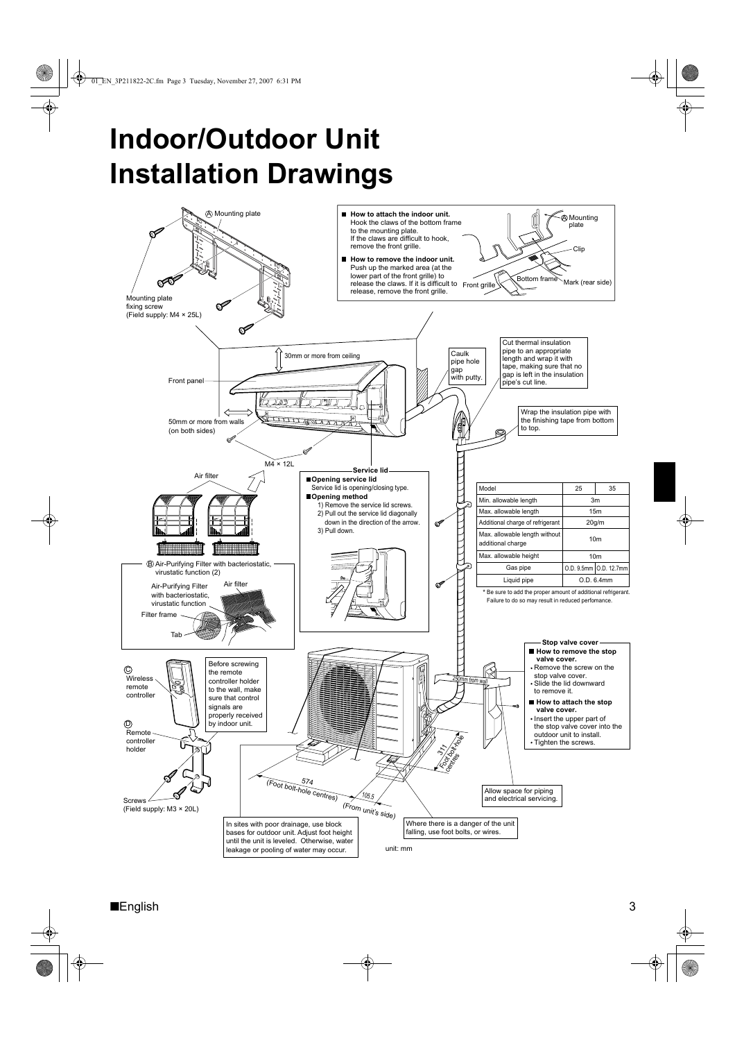# Indoor/Outdoor Unit Installation Drawings

Ⓐ Mounting plate

Mounting plate fixing screw (Field supply: M4 × 25L)

- **How to attach the indoor unit.**
  Hook the claws of the bottom frame to the mounting plate.
  If the claws are difficult to hook, remove the front grille.
- **How to remove the indoor unit.**
  Push up the marked area (at the lower part of the front grille) to release the claws. If it is difficult to release, remove the front grille.

Ⓐ Mounting plate

Clip

Front grille

Bottom frame

Mark (rear side)

30mm or more from ceiling

Front panel

50mm or more from walls (on both sides)

M4 × 12L

Caulk pipe hole gap with putty.

Cut thermal insulation pipe to an appropriate length and wrap it with tape, making sure that no gap is left in the insulation pipe's cut line.

Wrap the insulation pipe with the finishing tape from bottom to top.

Air filter

Ⓑ Air-Purifying Filter with bacteriostatic, virustatic function (2)

Air-Purifying Filter with bacteriostatic, virustatic function

Air filter

Filter frame

Tab

**Service lid**

- **Opening service lid**
  Service lid is opening/closing type.
- **Opening method**
  1) Remove the service lid screws.
  2) Pull out the service lid diagonally down in the direction of the arrow.
  3) Pull down.

| Model | 25 | 35 |
|---|---|---|
| Min. allowable length | 3m | |
| Max. allowable length | 15m | |
| Additional charge of refrigerant | 20g/m | |
| Max. allowable length without additional charge | 10m | |
| Max. allowable height | 10m | |
| Gas pipe | O.D. 9.5mm | O.D. 12.7mm |
| Liquid pipe | O.D. 6.4mm | |

\* Be sure to add the proper amount of additional refrigerant. Failure to do so may result in reduced perfomance.

Ⓒ Wireless remote controller

Ⓓ Remote controller holder

Screws (Field supply: M3 × 20L)

Before screwing the remote controller holder to the wall, make sure that control signals are properly received by indoor unit.

250mm from wall

**Stop valve cover**

- **How to remove the stop valve cover.**
  - Remove the screw on the stop valve cover.
  - Slide the lid downward to remove it.
- **How to attach the stop valve cover.**
  - Insert the upper part of the stop valve cover into the outdoor unit to install.
  - Tighten the screws.

574 (Foot bolt-hole centres)

105.5 (From unit's side)

311 Foot bolt-hole centres

Allow space for piping and electrical servicing.

In sites with poor drainage, use block bases for outdoor unit. Adjust foot height until the unit is leveled. Otherwise, water leakage or pooling of water may occur.

Where there is a danger of the unit falling, use foot bolts, or wires.

unit: mm

■English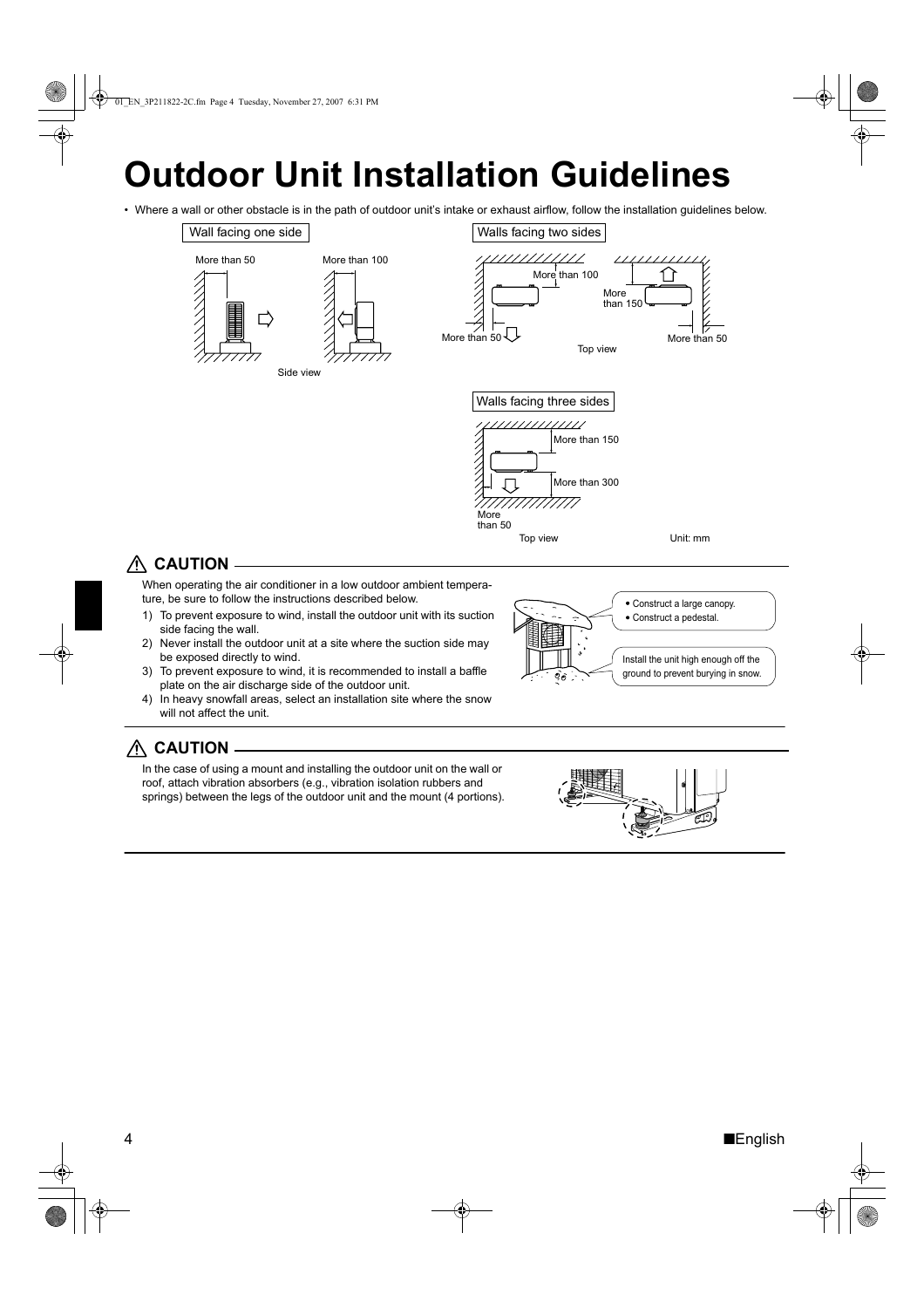# Outdoor Unit Installation Guidelines

- Where a wall or other obstacle is in the path of outdoor unit's intake or exhaust airflow, follow the installation guidelines below.

Wall facing one side

More than 50

More than 100

Side view

Walls facing two sides

More than 100

More than 150

More than 50

More than 50

Top view

Walls facing three sides

More than 150

More than 300

More than 50

Top view

Unit: mm

## ⚠ CAUTION

When operating the air conditioner in a low outdoor ambient temperature, be sure to follow the instructions described below.

1) To prevent exposure to wind, install the outdoor unit with its suction side facing the wall.
2) Never install the outdoor unit at a site where the suction side may be exposed directly to wind.
3) To prevent exposure to wind, it is recommended to install a baffle plate on the air discharge side of the outdoor unit.
4) In heavy snowfall areas, select an installation site where the snow will not affect the unit.

- Construct a large canopy.
- Construct a pedestal.

Install the unit high enough off the ground to prevent burying in snow.

## ⚠ CAUTION

In the case of using a mount and installing the outdoor unit on the wall or roof, attach vibration absorbers (e.g., vibration isolation rubbers and springs) between the legs of the outdoor unit and the mount (4 portions).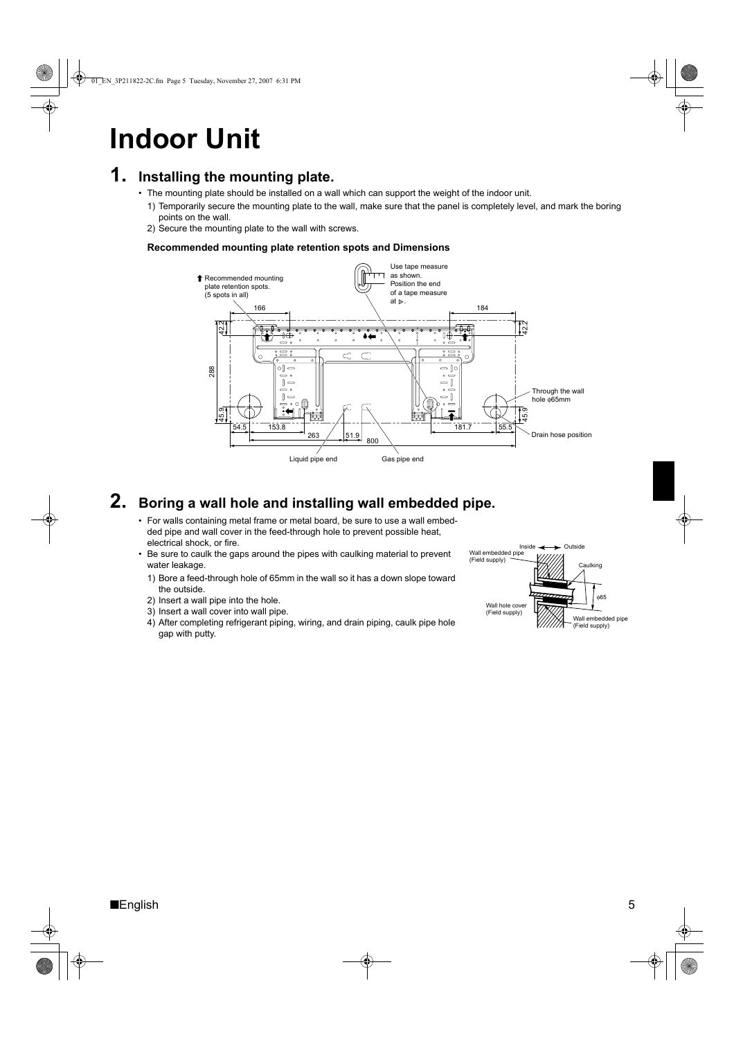# Indoor Unit

## 1. Installing the mounting plate.

- The mounting plate should be installed on a wall which can support the weight of the indoor unit.
  1) Temporarily secure the mounting plate to the wall, make sure that the panel is completely level, and mark the boring points on the wall.
  2) Secure the mounting plate to the wall with screws.

**Recommended mounting plate retention spots and Dimensions**

## 2. Boring a wall hole and installing wall embedded pipe.

- For walls containing metal frame or metal board, be sure to use a wall embedded pipe and wall cover in the feed-through hole to prevent possible heat, electrical shock, or fire.
- Be sure to caulk the gaps around the pipes with caulking material to prevent water leakage.
  1) Bore a feed-through hole of 65mm in the wall so it has a down slope toward the outside.
  2) Insert a wall pipe into the hole.
  3) Insert a wall cover into wall pipe.
  4) After completing refrigerant piping, wiring, and drain piping, caulk pipe hole gap with putty.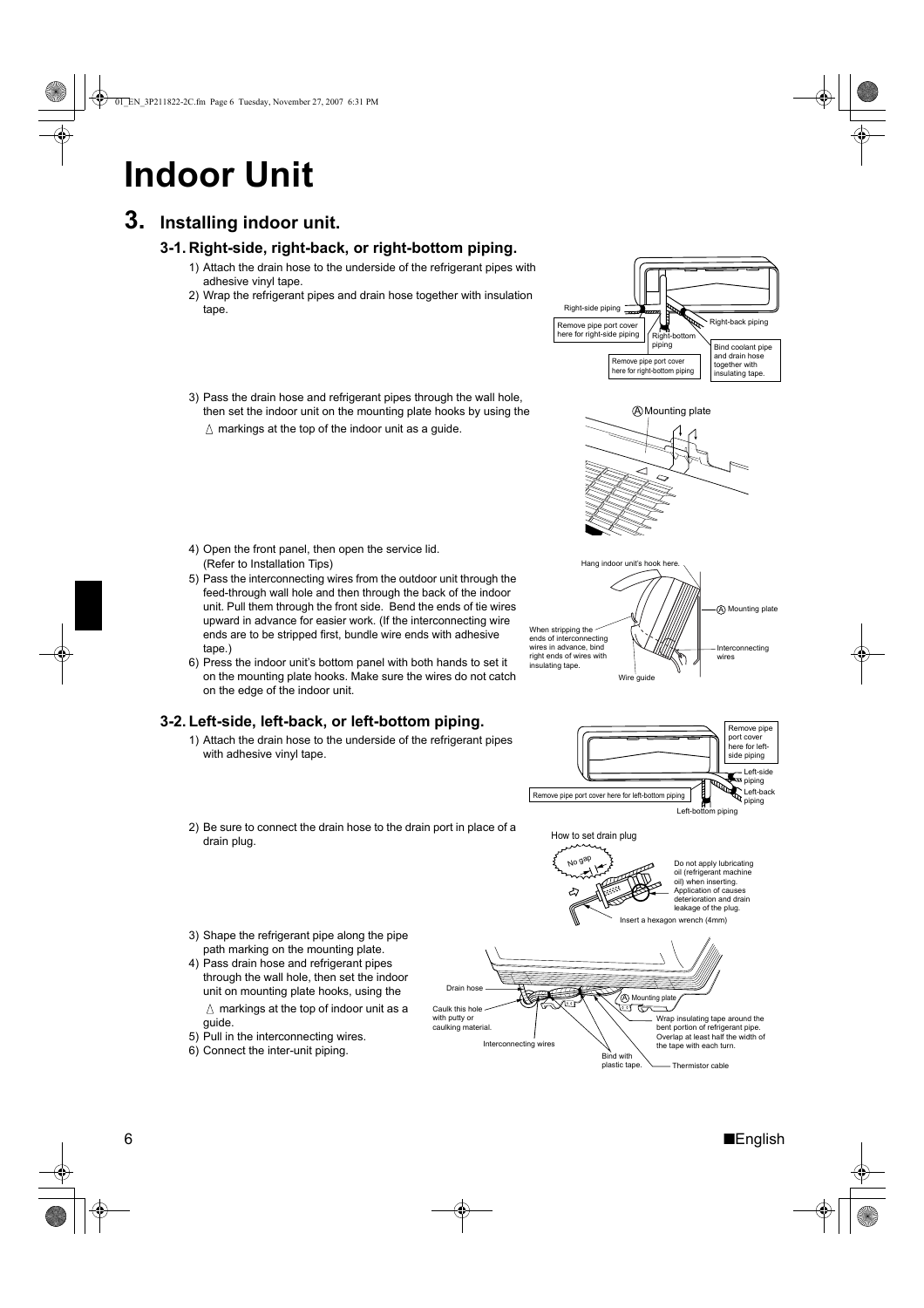# Indoor Unit

## 3. Installing indoor unit.

### 3-1. Right-side, right-back, or right-bottom piping.

1) Attach the drain hose to the underside of the refrigerant pipes with adhesive vinyl tape.
2) Wrap the refrigerant pipes and drain hose together with insulation tape.

Right-side piping
Remove pipe port cover here for right-side piping
Right-bottom piping
Remove pipe port cover here for right-bottom piping
Right-back piping
Bind coolant pipe and drain hose together with insulating tape.

3) Pass the drain hose and refrigerant pipes through the wall hole, then set the indoor unit on the mounting plate hooks by using the △ markings at the top of the indoor unit as a guide.

Ⓐ Mounting plate

4) Open the front panel, then open the service lid. (Refer to Installation Tips)
5) Pass the interconnecting wires from the outdoor unit through the feed-through wall hole and then through the back of the indoor unit. Pull them through the front side. Bend the ends of tie wires upward in advance for easier work. (If the interconnecting wire ends are to be stripped first, bundle wire ends with adhesive tape.)
6) Press the indoor unit's bottom panel with both hands to set it on the mounting plate hooks. Make sure the wires do not catch on the edge of the indoor unit.

Hang indoor unit's hook here.
Ⓐ Mounting plate
When stripping the ends of interconnecting wires in advance, bind right ends of wires with insulating tape.
Interconnecting wires
Wire guide

### 3-2. Left-side, left-back, or left-bottom piping.

1) Attach the drain hose to the underside of the refrigerant pipes with adhesive vinyl tape.

Remove pipe port cover here for left-side piping
Left-side piping
Left-back piping
Remove pipe port cover here for left-bottom piping
Left-bottom piping

2) Be sure to connect the drain hose to the drain port in place of a drain plug.

How to set drain plug
No gap
Do not apply lubricating oil (refrigerant machine oil) when inserting. Application of causes deterioration and drain leakage of the plug.
Insert a hexagon wrench (4mm)

3) Shape the refrigerant pipe along the pipe path marking on the mounting plate.
4) Pass drain hose and refrigerant pipes through the wall hole, then set the indoor unit on mounting plate hooks, using the △ markings at the top of indoor unit as a guide.
5) Pull in the interconnecting wires.
6) Connect the inter-unit piping.

Drain hose
Caulk this hole with putty or caulking material.
Interconnecting wires
Ⓐ Mounting plate
Bind with plastic tape.
Wrap insulating tape around the bent portion of refrigerant pipe. Overlap at least half the width of the tape with each turn.
Thermistor cable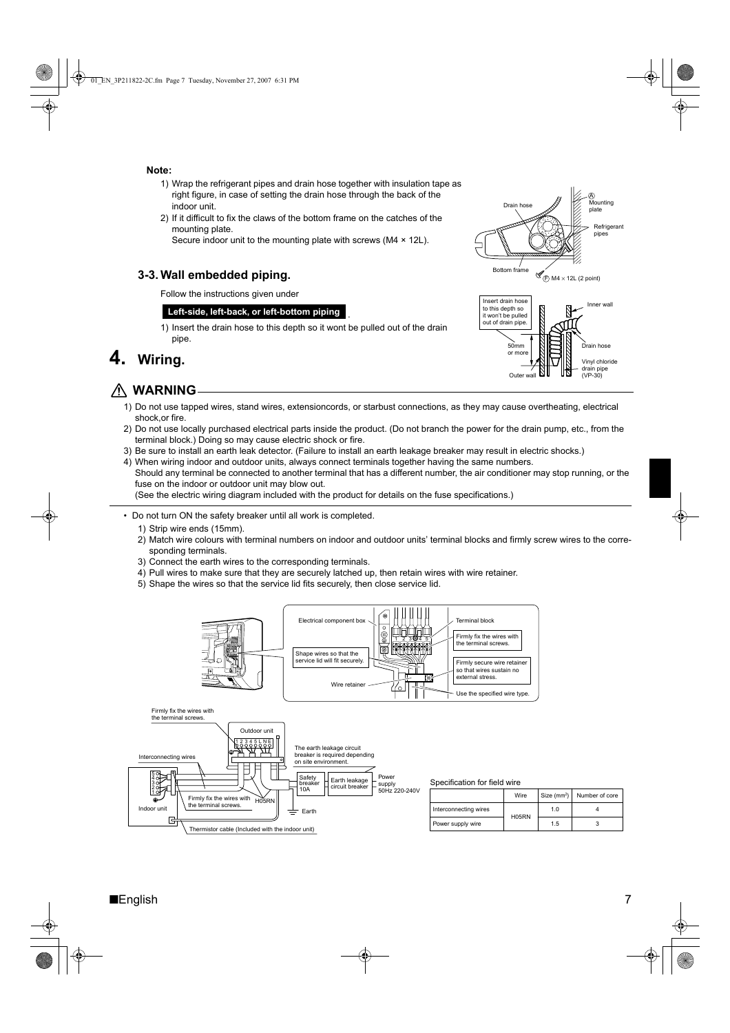**Note:**

1) Wrap the refrigerant pipes and drain hose together with insulation tape as right figure, in case of setting the drain hose through the back of the indoor unit.
2) If it difficult to fix the claws of the bottom frame on the catches of the mounting plate.
   Secure indoor unit to the mounting plate with screws (M4 × 12L).

### 3-3. Wall embedded piping.

Follow the instructions given under **Left-side, left-back, or left-bottom piping**.

1) Insert the drain hose to this depth so it wont be pulled out of the drain pipe.

# 4. Wiring.

## ⚠ WARNING

1) Do not use tapped wires, stand wires, extensioncords, or starbust connections, as they may cause overtheating, electrical shock,or fire.
2) Do not use locally purchased electrical parts inside the product. (Do not branch the power for the drain pump, etc., from the terminal block.) Doing so may cause electric shock or fire.
3) Be sure to install an earth leak detector. (Failure to install an earth leakage breaker may result in electric shocks.)
4) When wiring indoor and outdoor units, always connect terminals together having the same numbers.
   Should any terminal be connected to another terminal that has a different number, the air conditioner may stop running, or the fuse on the indoor or outdoor unit may blow out.
   (See the electric wiring diagram included with the product for details on the fuse specifications.)

- Do not turn ON the safety breaker until all work is completed.
  1) Strip wire ends (15mm).
  2) Match wire colours with terminal numbers on indoor and outdoor units' terminal blocks and firmly screw wires to the corresponding terminals.
  3) Connect the earth wires to the corresponding terminals.
  4) Pull wires to make sure that they are securely latched up, then retain wires with wire retainer.
  5) Shape the wires so that the service lid fits securely, then close service lid.

Specification for field wire

| | Wire | Size (mm²) | Number of core |
|---|---|---|---|
| Interconnecting wires | H05RN | 1.0 | 4 |
| Power supply wire | | 1.5 | 3 |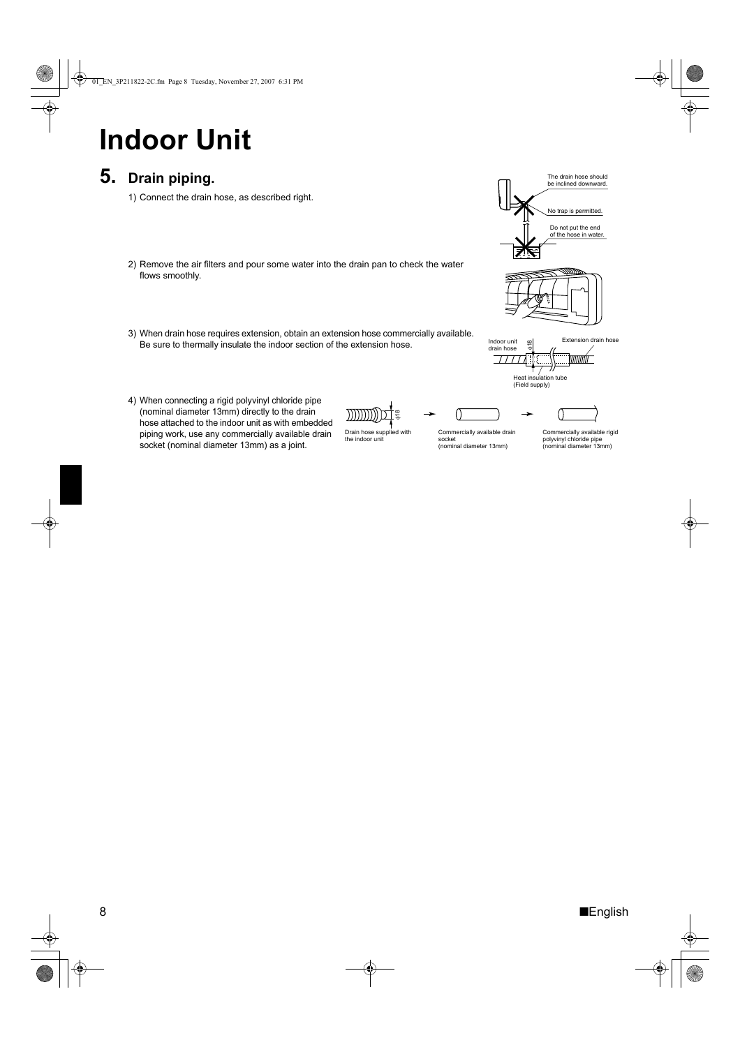# Indoor Unit

## 5. Drain piping.

1) Connect the drain hose, as described right.

The drain hose should be inclined downward.

No trap is permitted.

Do not put the end of the hose in water.

2) Remove the air filters and pour some water into the drain pan to check the water flows smoothly.

3) When drain hose requires extension, obtain an extension hose commercially available. Be sure to thermally insulate the indoor section of the extension hose.

Indoor unit drain hose

φ18

Extension drain hose

Heat insulation tube (Field supply)

4) When connecting a rigid polyvinyl chloride pipe (nominal diameter 13mm) directly to the drain hose attached to the indoor unit as with embedded piping work, use any commercially available drain socket (nominal diameter 13mm) as a joint.

φ18

Drain hose supplied with the indoor unit → Commercially available drain socket (nominal diameter 13mm) → Commercially available rigid polyvinyl chloride pipe (nominal diameter 13mm)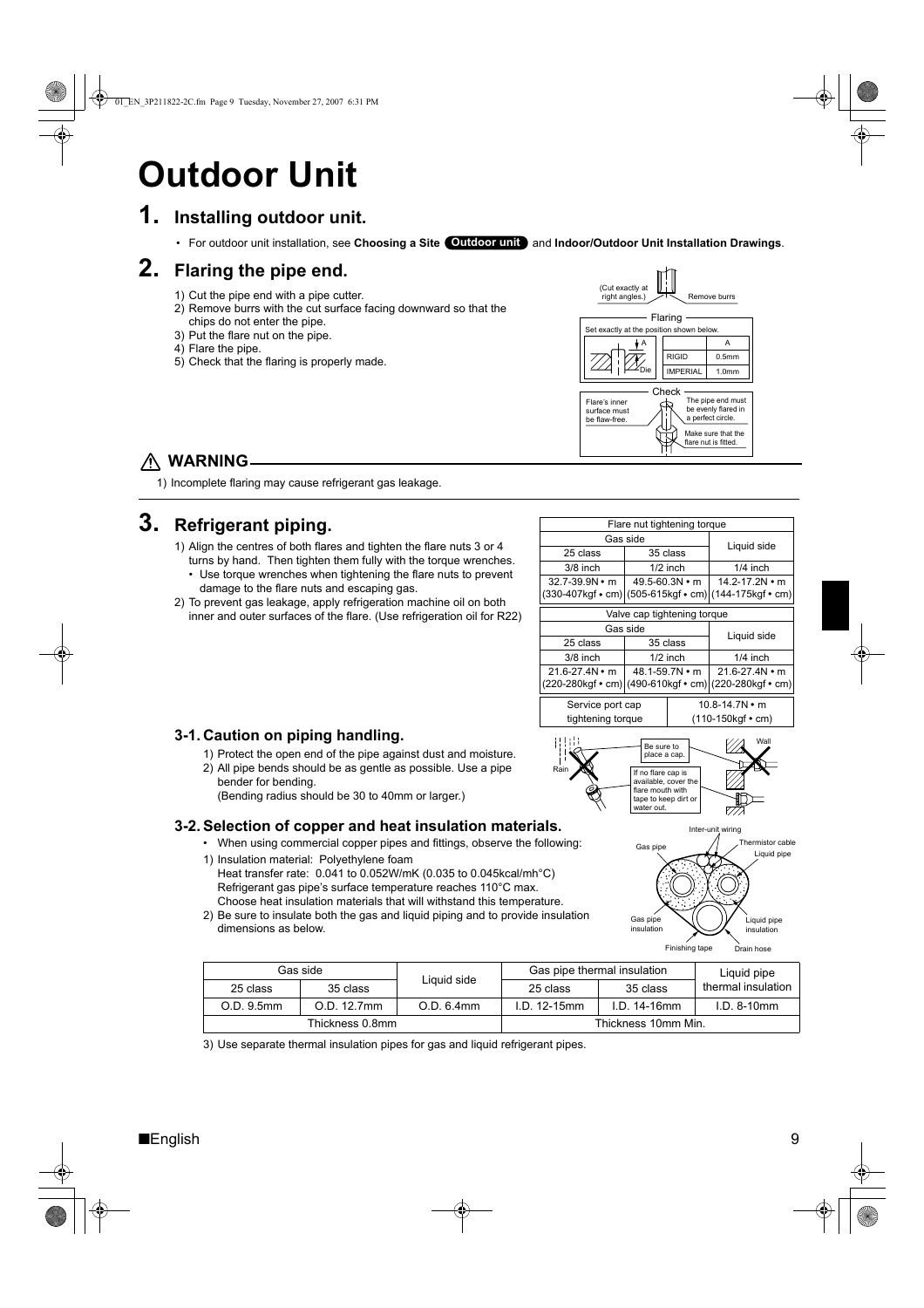# Outdoor Unit

## 1. Installing outdoor unit.

- For outdoor unit installation, see **Choosing a Site** **Outdoor unit** and **Indoor/Outdoor Unit Installation Drawings**.

## 2. Flaring the pipe end.

1) Cut the pipe end with a pipe cutter.
2) Remove burrs with the cut surface facing downward so that the chips do not enter the pipe.
3) Put the flare nut on the pipe.
4) Flare the pipe.
5) Check that the flaring is properly made.

(Cut exactly at right angles.) Remove burrs

Flaring

Set exactly at the position shown below.

| | A |
|---|---|
| RIGID | 0.5mm |
| IMPERIAL | 1.0mm |

Check

Flare's inner surface must be flaw-free.

The pipe end must be evenly flared in a perfect circle.

Make sure that the flare nut is fitted.

### ⚠ WARNING

1) Incomplete flaring may cause refrigerant gas leakage.

## 3. Refrigerant piping.

1) Align the centres of both flares and tighten the flare nuts 3 or 4 turns by hand. Then tighten them fully with the torque wrenches.
   - Use torque wrenches when tightening the flare nuts to prevent damage to the flare nuts and escaping gas.
2) To prevent gas leakage, apply refrigeration machine oil on both inner and outer surfaces of the flare. (Use refrigeration oil for R22)

| Flare nut tightening torque | | |
|---|---|---|
| Gas side | | Liquid side |
| 25 class | 35 class | |
| 3/8 inch | 1/2 inch | 1/4 inch |
| 32.7-39.9N • m (330-407kgf • cm) | 49.5-60.3N • m (505-615kgf • cm) | 14.2-17.2N • m (144-175kgf • cm) |

| Valve cap tightening torque | | |
|---|---|---|
| Gas side | | Liquid side |
| 25 class | 35 class | |
| 3/8 inch | 1/2 inch | 1/4 inch |
| 21.6-27.4N • m (220-280kgf • cm) | 48.1-59.7N • m (490-610kgf • cm) | 21.6-27.4N • m (220-280kgf • cm) |

| Service port cap tightening torque | 10.8-14.7N • m (110-150kgf • cm) |
|---|---|

### 3-1. Caution on piping handling.

1) Protect the open end of the pipe against dust and moisture.
2) All pipe bends should be as gentle as possible. Use a pipe bender for bending. (Bending radius should be 30 to 40mm or larger.)

Rain · Be sure to place a cap. · If no flare cap is available, cover the flare mouth with tape to keep dirt or water out. · Wall

### 3-2. Selection of copper and heat insulation materials.

- When using commercial copper pipes and fittings, observe the following:

1) Insulation material: Polyethylene foam
   Heat transfer rate: 0.041 to 0.052W/mK (0.035 to 0.045kcal/mh°C)
   Refrigerant gas pipe's surface temperature reaches 110°C max.
   Choose heat insulation materials that will withstand this temperature.
2) Be sure to insulate both the gas and liquid piping and to provide insulation dimensions as below.

Inter-unit wiring · Thermistor cable · Liquid pipe · Gas pipe · Gas pipe insulation · Liquid pipe insulation · Finishing tape · Drain hose

| Gas side | | Liquid side | Gas pipe thermal insulation | | Liquid pipe thermal insulation |
|---|---|---|---|---|---|
| 25 class | 35 class | | 25 class | 35 class | |
| O.D. 9.5mm | O.D. 12.7mm | O.D. 6.4mm | I.D. 12-15mm | I.D. 14-16mm | I.D. 8-10mm |
| Thickness 0.8mm | | | Thickness 10mm Min. | | |

3) Use separate thermal insulation pipes for gas and liquid refrigerant pipes.

■English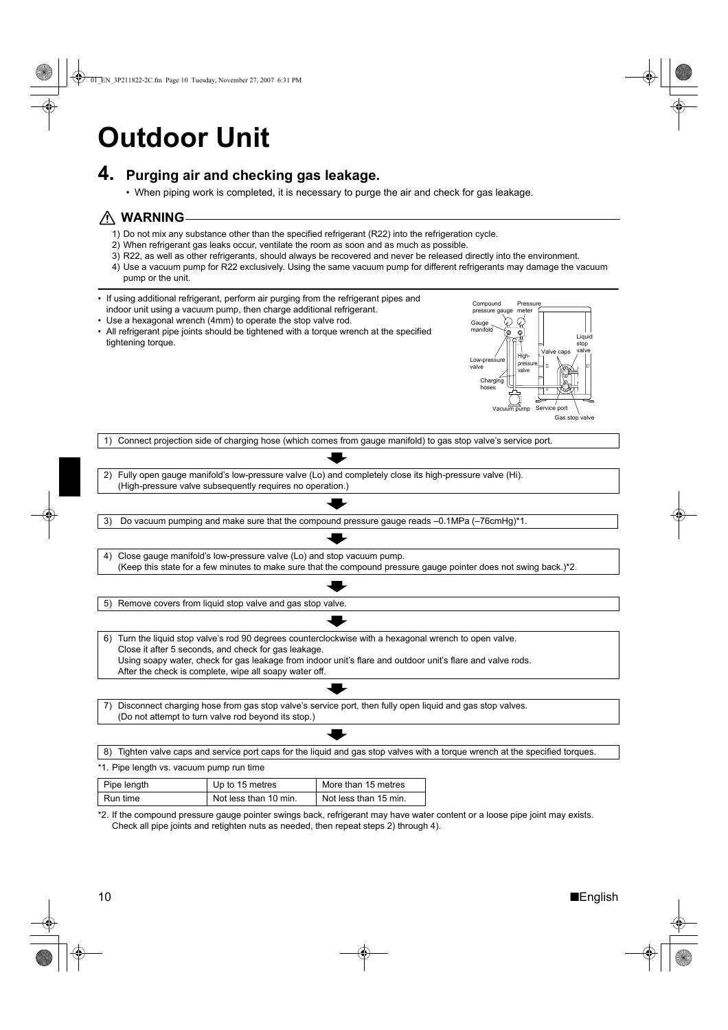# Outdoor Unit

## 4. Purging air and checking gas leakage.

- When piping work is completed, it is necessary to purge the air and check for gas leakage.

### ⚠ WARNING

1) Do not mix any substance other than the specified refrigerant (R22) into the refrigeration cycle.
2) When refrigerant gas leaks occur, ventilate the room as soon and as much as possible.
3) R22, as well as other refrigerants, should always be recovered and never be released directly into the environment.
4) Use a vacuum pump for R22 exclusively. Using the same vacuum pump for different refrigerants may damage the vacuum pump or the unit.

- If using additional refrigerant, perform air purging from the refrigerant pipes and indoor unit using a vacuum pump, then charge additional refrigerant.
- Use a hexagonal wrench (4mm) to operate the stop valve rod.
- All refrigerant pipe joints should be tightened with a torque wrench at the specified tightening torque.

Compound pressure gauge, Pressure meter, Gauge manifold, Liquid stop valve, Valve caps, High-pressure valve, Low-pressure valve, Charging hoses, Vacuum pump, Service port, Gas stop valve

1) Connect projection side of charging hose (which comes from gauge manifold) to gas stop valve's service port.

2) Fully open gauge manifold's low-pressure valve (Lo) and completely close its high-pressure valve (Hi). (High-pressure valve subsequently requires no operation.)

3) Do vacuum pumping and make sure that the compound pressure gauge reads –0.1MPa (–76cmHg)*1.

4) Close gauge manifold's low-pressure valve (Lo) and stop vacuum pump. (Keep this state for a few minutes to make sure that the compound pressure gauge pointer does not swing back.)*2.

5) Remove covers from liquid stop valve and gas stop valve.

6) Turn the liquid stop valve's rod 90 degrees counterclockwise with a hexagonal wrench to open valve. Close it after 5 seconds, and check for gas leakage. Using soapy water, check for gas leakage from indoor unit's flare and outdoor unit's flare and valve rods. After the check is complete, wipe all soapy water off.

7) Disconnect charging hose from gas stop valve's service port, then fully open liquid and gas stop valves. (Do not attempt to turn valve rod beyond its stop.)

8) Tighten valve caps and service port caps for the liquid and gas stop valves with a torque wrench at the specified torques.

*1. Pipe length vs. vacuum pump run time

| Pipe length | Up to 15 metres | More than 15 metres |
| --- | --- | --- |
| Run time | Not less than 10 min. | Not less than 15 min. |

*2. If the compound pressure gauge pointer swings back, refrigerant may have water content or a loose pipe joint may exists. Check all pipe joints and retighten nuts as needed, then repeat steps 2) through 4).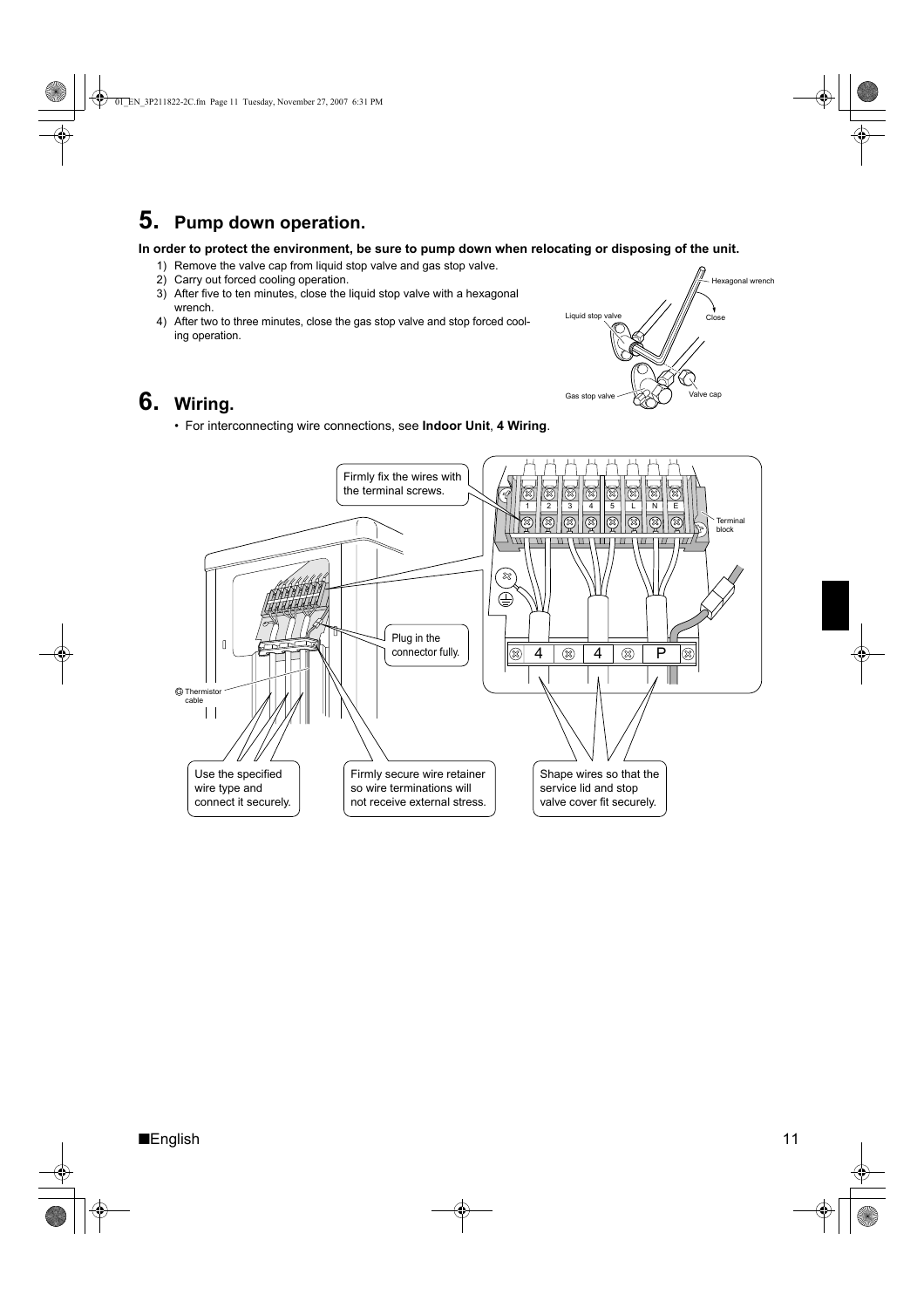## 5. Pump down operation.

**In order to protect the environment, be sure to pump down when relocating or disposing of the unit.**

1) Remove the valve cap from liquid stop valve and gas stop valve.
2) Carry out forced cooling operation.
3) After five to ten minutes, close the liquid stop valve with a hexagonal wrench.
4) After two to three minutes, close the gas stop valve and stop forced cooling operation.

Hexagonal wrench

Close

Liquid stop valve

Gas stop valve

Valve cap

## 6. Wiring.

- For interconnecting wire connections, see **Indoor Unit**, **4 Wiring**.

Firmly fix the wires with the terminal screws.

Terminal block

Plug in the connector fully.

Thermistor cable

Use the specified wire type and connect it securely.

Firmly secure wire retainer so wire terminations will not receive external stress.

Shape wires so that the service lid and stop valve cover fit securely.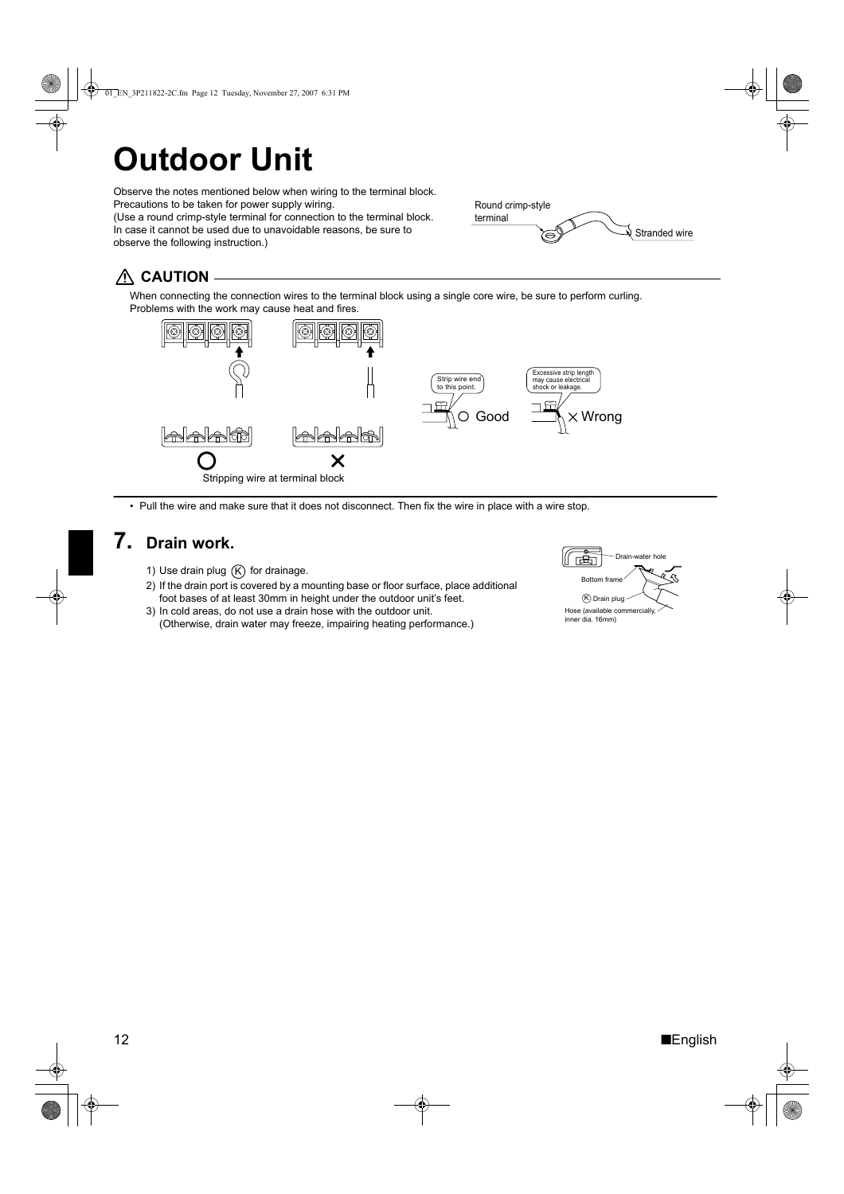# Outdoor Unit

Observe the notes mentioned below when wiring to the terminal block.
Precautions to be taken for power supply wiring.
(Use a round crimp-style terminal for connection to the terminal block. In case it cannot be used due to unavoidable reasons, be sure to observe the following instruction.)

Round crimp-style terminal

Stranded wire

**⚠ CAUTION**

When connecting the connection wires to the terminal block using a single core wire, be sure to perform curling.
Problems with the work may cause heat and fires.

Strip wire end to this point.

○ Good

Excessive strip length may cause electrical shock or leakage.

× Wrong

○ ×

Stripping wire at terminal block

- Pull the wire and make sure that it does not disconnect. Then fix the wire in place with a wire stop.

## 7. Drain work.

1) Use drain plug Ⓚ for drainage.
2) If the drain port is covered by a mounting base or floor surface, place additional foot bases of at least 30mm in height under the outdoor unit's feet.
3) In cold areas, do not use a drain hose with the outdoor unit.
   (Otherwise, drain water may freeze, impairing heating performance.)

Drain-water hole

Bottom frame

Ⓚ Drain plug

Hose (available commercially, inner dia. 16mm)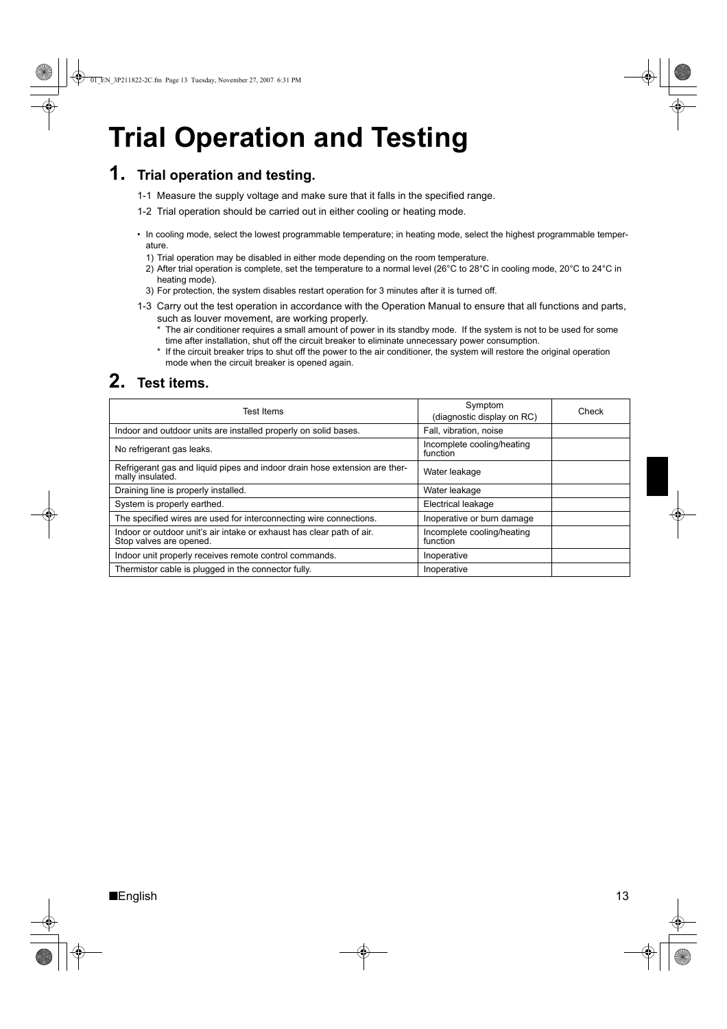# Trial Operation and Testing

## 1. Trial operation and testing.

1-1 Measure the supply voltage and make sure that it falls in the specified range.

1-2 Trial operation should be carried out in either cooling or heating mode.

- In cooling mode, select the lowest programmable temperature; in heating mode, select the highest programmable temperature.
  1) Trial operation may be disabled in either mode depending on the room temperature.
  2) After trial operation is complete, set the temperature to a normal level (26°C to 28°C in cooling mode, 20°C to 24°C in heating mode).
  3) For protection, the system disables restart operation for 3 minutes after it is turned off.

1-3 Carry out the test operation in accordance with the Operation Manual to ensure that all functions and parts, such as louver movement, are working properly.

\* The air conditioner requires a small amount of power in its standby mode. If the system is not to be used for some time after installation, shut off the circuit breaker to eliminate unnecessary power consumption.

\* If the circuit breaker trips to shut off the power to the air conditioner, the system will restore the original operation mode when the circuit breaker is opened again.

## 2. Test items.

| Test Items | Symptom (diagnostic display on RC) | Check |
|---|---|---|
| Indoor and outdoor units are installed properly on solid bases. | Fall, vibration, noise | |
| No refrigerant gas leaks. | Incomplete cooling/heating function | |
| Refrigerant gas and liquid pipes and indoor drain hose extension are thermally insulated. | Water leakage | |
| Draining line is properly installed. | Water leakage | |
| System is properly earthed. | Electrical leakage | |
| The specified wires are used for interconnecting wire connections. | Inoperative or burn damage | |
| Indoor or outdoor unit's air intake or exhaust has clear path of air. Stop valves are opened. | Incomplete cooling/heating function | |
| Indoor unit properly receives remote control commands. | Inoperative | |
| Thermistor cable is plugged in the connector fully. | Inoperative | |

■English